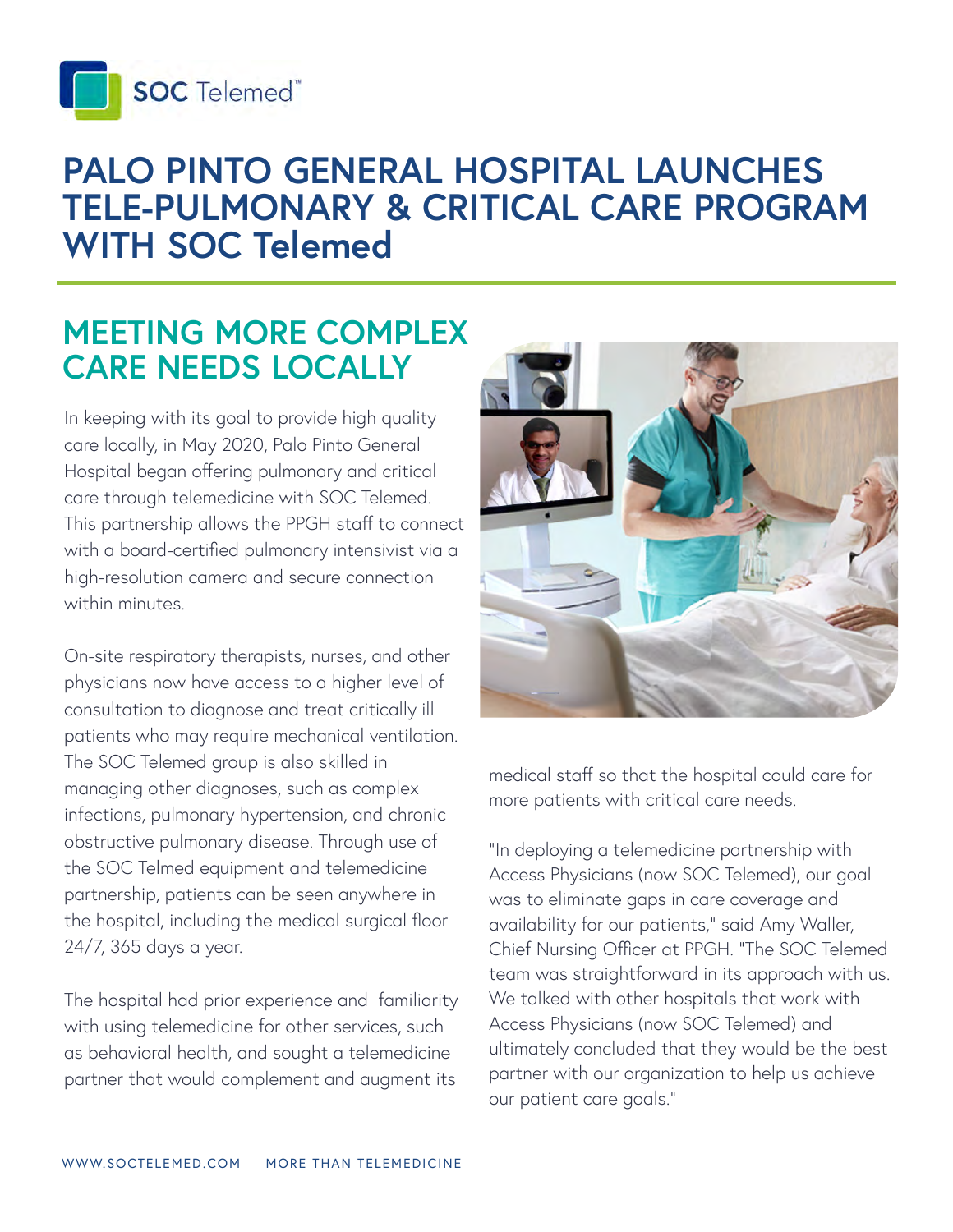# PALO PINTO GENERAL HOSPITAL LAUNCHES TELE-PULMONARY & CRITICAL CARE PROGRAM WITH SOC Telemed

## MEETING MORE COMPLEX CARE NEEDS LOCALLY

In keeping with its goal to provide high quality care locally, in May 2020, Palo Pinto General Hospital began offering pulmonary and critical care through telemedicine with SOC Telemed. This partnership allows the PPGH staff to connect with a board-certified pulmonary intensivist via a high-resolution camera and secure connection within minutes.

On-site respiratory therapists, nurses, and other physicians now have access to a higher level of consultation to diagnose and treat critically ill patients who may require mechanical ventilation. The SOC Telemed group is also skilled in managing other diagnoses, such as complex infections, pulmonary hypertension, and chronic obstructive pulmonary disease. Through use of the SOC Telmed equipment and telemedicine partnership, patients can be seen anywhere in the hospital, including the medical surgical floor 24/7, 365 days a year.

The hospital had prior experience and familiarity with using telemedicine for other services, such as behavioral health, and sought a telemedicine partner that would complement and augment its medical staff so that the hospital could care for more patients with critical care needs.

"In deploying a telemedicine partnership with Access Physicians (now SOC Telemed), our goal was to eliminate gaps in care coverage and availability for our patients," said Amy Waller, Chief Nursing Officer at PPGH. "The SOC Telemed team was straightforward in its approach with us. We talked with other hospitals that work with Access Physicians (now SOC Telemed) and ultimately concluded that they would be the best partner with our organization to help us achieve our patient care goals."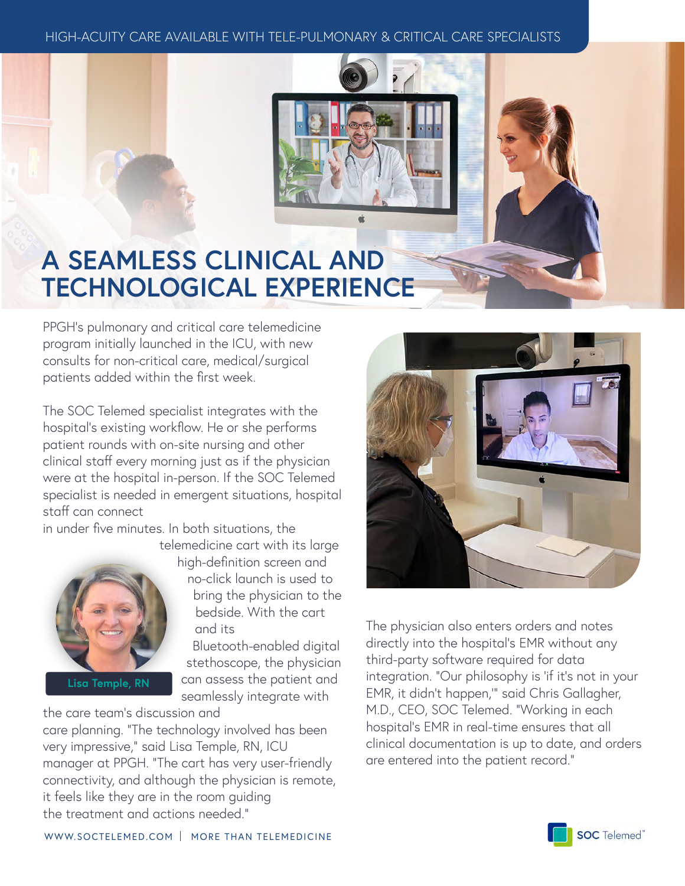HIGH-ACUITY CARE AVAILABLE WITH TELE-PULMONARY & CRITICAL CARE SPECIALISTS

# A SEAMLESS CLINICAL AND TECHNOLOGICAL EXPERIENCE

PPGH's pulmonary and critical care telemedicine program initially launched in the ICU, with new consults for non-critical care, medical/surgical patients added within the first week.

The SOC Telemed specialist integrates with the hospital's existing workflow. He or she performs patient rounds with on-site nursing and other clinical staff every morning just as if the physician were at the hospital in-person. If the SOC Telemed specialist is needed in emergent situations, hospital staff can connect in under five minutes. In both situations, the telemedicine cart with its large high-definition screen and no-click launch is used to bring the physician to the bedside. With the cart and its Bluetooth-enabled digital stethoscope, the physician can assess the patient and seamlessly integrate with the care team's discussion and care planning. "The technology involved has been very impressive," said Lisa Temple, RN, ICU manager at PPGH. "The cart has very user-friendly connectivity, and although the physician is remote, it feels like they are in the room guiding the treatment and actions needed."

Lisa Temple, RN

The physician also enters orders and notes directly into the hospital's EMR without any third-party software required for data integration. "Our philosophy is 'if it's not in your EMR, it didn't happen,'" said Chris Gallagher, M.D., CEO, SOC Telemed. "Working in each hospital's EMR in real-time ensures that all clinical documentation is up to date, and orders are entered into the patient record."

WWW.SOCTELEMED.COM | MORE THAN TELEMEDICINE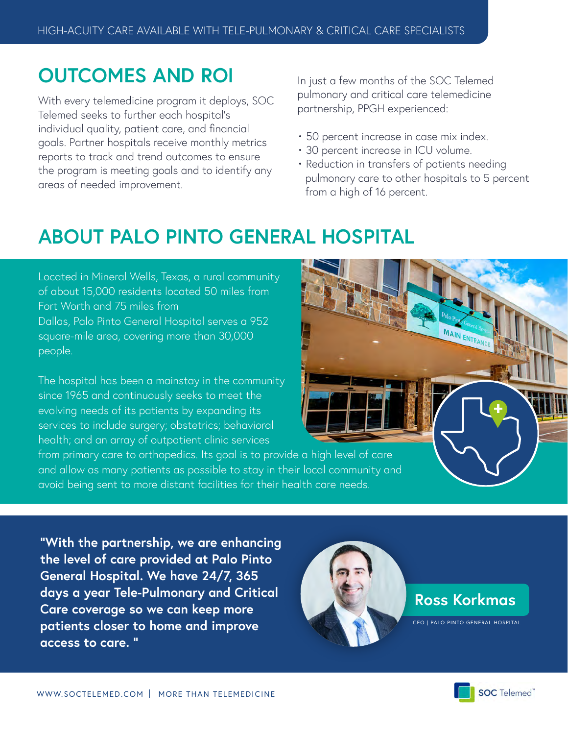## OUTCOMES AND ROI

With every telemedicine program it deploys, SOC Telemed seeks to further each hospital's individual quality, patient care, and financial goals. Partner hospitals receive monthly metrics reports to track and trend outcomes to ensure the program is meeting goals and to identify any areas of needed improvement.

In just a few months of the SOC Telemed pulmonary and critical care telemedicine partnership, PPGH experienced:

- 50 percent increase in case mix index.
- 30 percent increase in ICU volume.
- Reduction in transfers of patients needing pulmonary care to other hospitals to 5 percent from a high of 16 percent.

## ABOUT PALO PINTO GENERAL HOSPITAL

Located in Mineral Wells, Texas, a rural community of about 15,000 residents located 50 miles from Fort Worth and 75 miles from Dallas, Palo Pinto General Hospital serves a 952 square-mile area, covering more than 30,000 people.

The hospital has been a mainstay in the community since 1965 and continuously seeks to meet the evolving needs of its patients by expanding its services to include surgery; obstetrics; behavioral health; and an array of outpatient clinic services from primary care to orthopedics. Its goal is to provide a high level of care and allow as many patients as possible to stay in their local community and avoid being sent to more distant facilities for their health care needs.

**"With the partnership, we are enhancing the level of care provided at Palo Pinto General Hospital. We have 24/7, 365 days a year Tele-Pulmonary and Critical Care coverage so we can keep more patients closer to home and improve access to care. "**

**Ross Korkmas**
CEO | PALO PINTO GENERAL HOSPITAL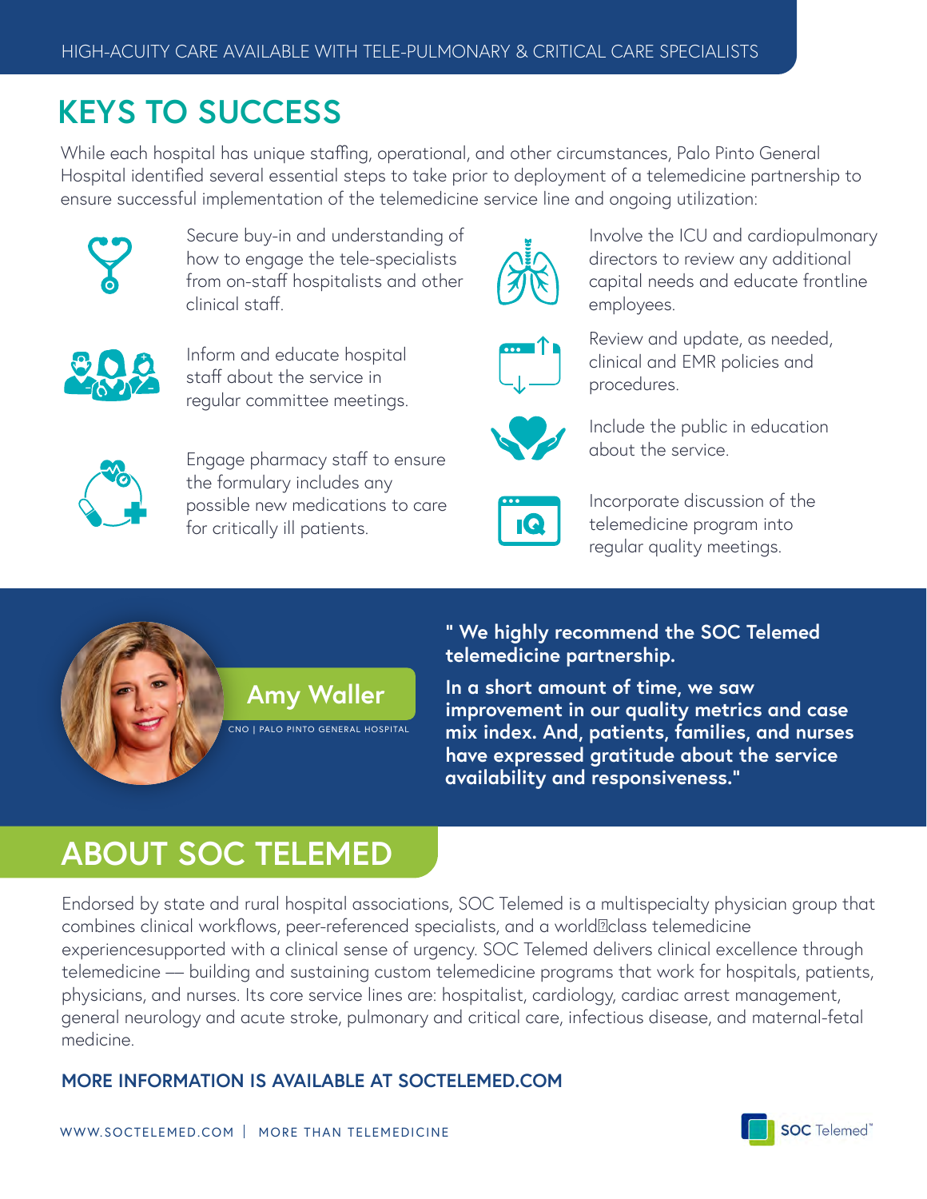HIGH-ACUITY CARE AVAILABLE WITH TELE-PULMONARY & CRITICAL CARE SPECIALISTS

## KEYS TO SUCCESS

While each hospital has unique staffing, operational, and other circumstances, Palo Pinto General Hospital identified several essential steps to take prior to deployment of a telemedicine partnership to ensure successful implementation of the telemedicine service line and ongoing utilization:

- Secure buy-in and understanding of how to engage the tele-specialists from on-staff hospitalists and other clinical staff.
- Inform and educate hospital staff about the service in regular committee meetings.
- Engage pharmacy staff to ensure the formulary includes any possible new medications to care for critically ill patients.
- Involve the ICU and cardiopulmonary directors to review any additional capital needs and educate frontline employees.
- Review and update, as needed, clinical and EMR policies and procedures.
- Include the public in education about the service.
- Incorporate discussion of the telemedicine program into regular quality meetings.

**Amy Waller**
CNO | PALO PINTO GENERAL HOSPITAL

**" We highly recommend the SOC Telemed telemedicine partnership.**

**In a short amount of time, we saw improvement in our quality metrics and case mix index. And, patients, families, and nurses have expressed gratitude about the service availability and responsiveness."**

## ABOUT SOC TELEMED

Endorsed by state and rural hospital associations, SOC Telemed is a multispecialty physician group that combines clinical workflows, peer-referenced specialists, and a world‑class telemedicine experiencesupported with a clinical sense of urgency. SOC Telemed delivers clinical excellence through telemedicine — building and sustaining custom telemedicine programs that work for hospitals, patients, physicians, and nurses. Its core service lines are: hospitalist, cardiology, cardiac arrest management, general neurology and acute stroke, pulmonary and critical care, infectious disease, and maternal-fetal medicine.

**MORE INFORMATION IS AVAILABLE AT SOCTELEMED.COM**

WWW.SOCTELEMED.COM | MORE THAN TELEMEDICINE

SOC Telemed™